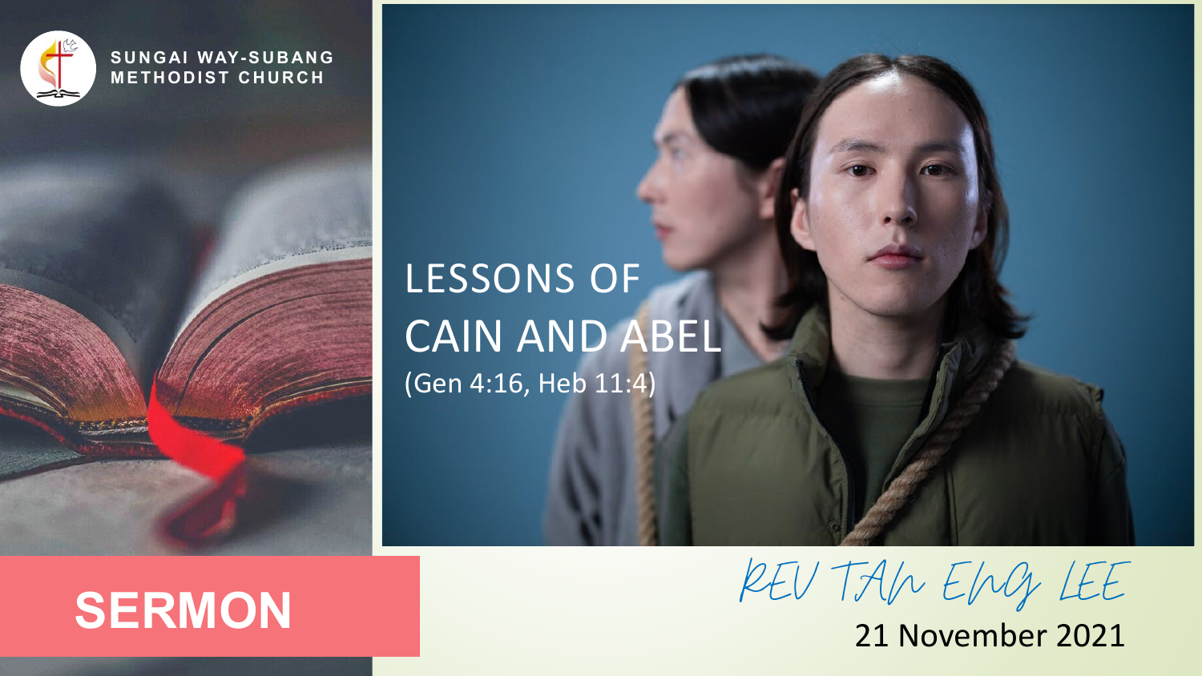SUNGAI WAY-SUBANG METHODIST CHURCH

# LESSONS OF CAIN AND ABEL

(Gen 4:16, Heb 11:4)

## SERMON

REV TAN ENG LEE

21 November 2021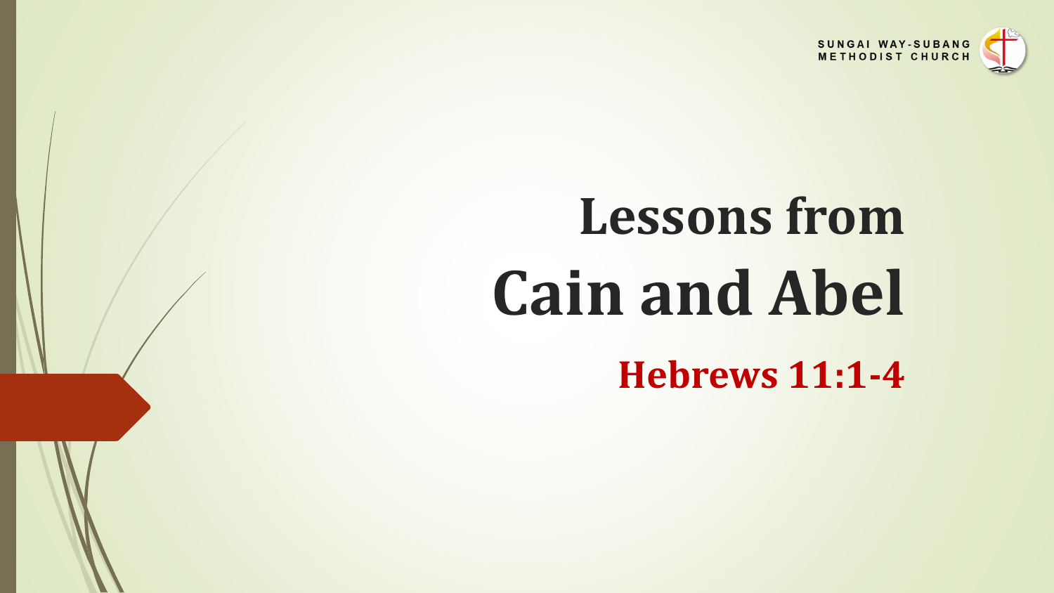SUNGAI WAY-SUBANG METHODIST CHURCH

# Lessons from Cain and Abel

## Hebrews 11:1-4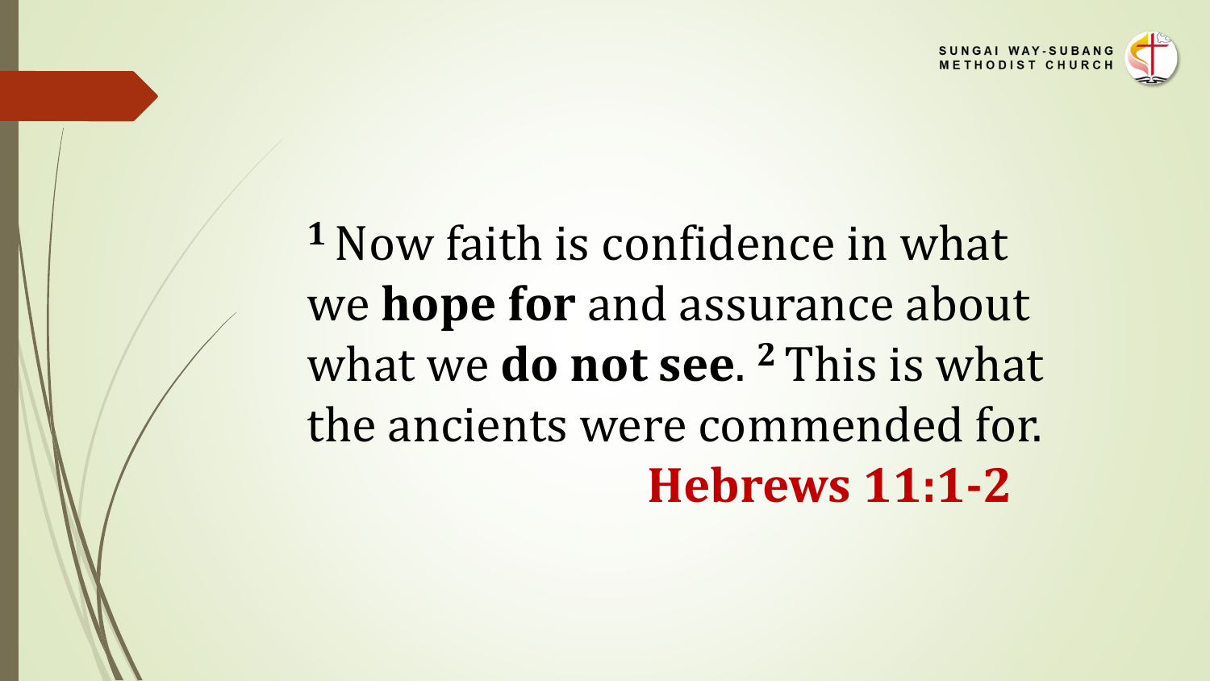[1] Now faith is confidence in what we **hope for** and assurance about what we **do not see**. [2] This is what the ancients were commended for.

**Hebrews 11:1-2**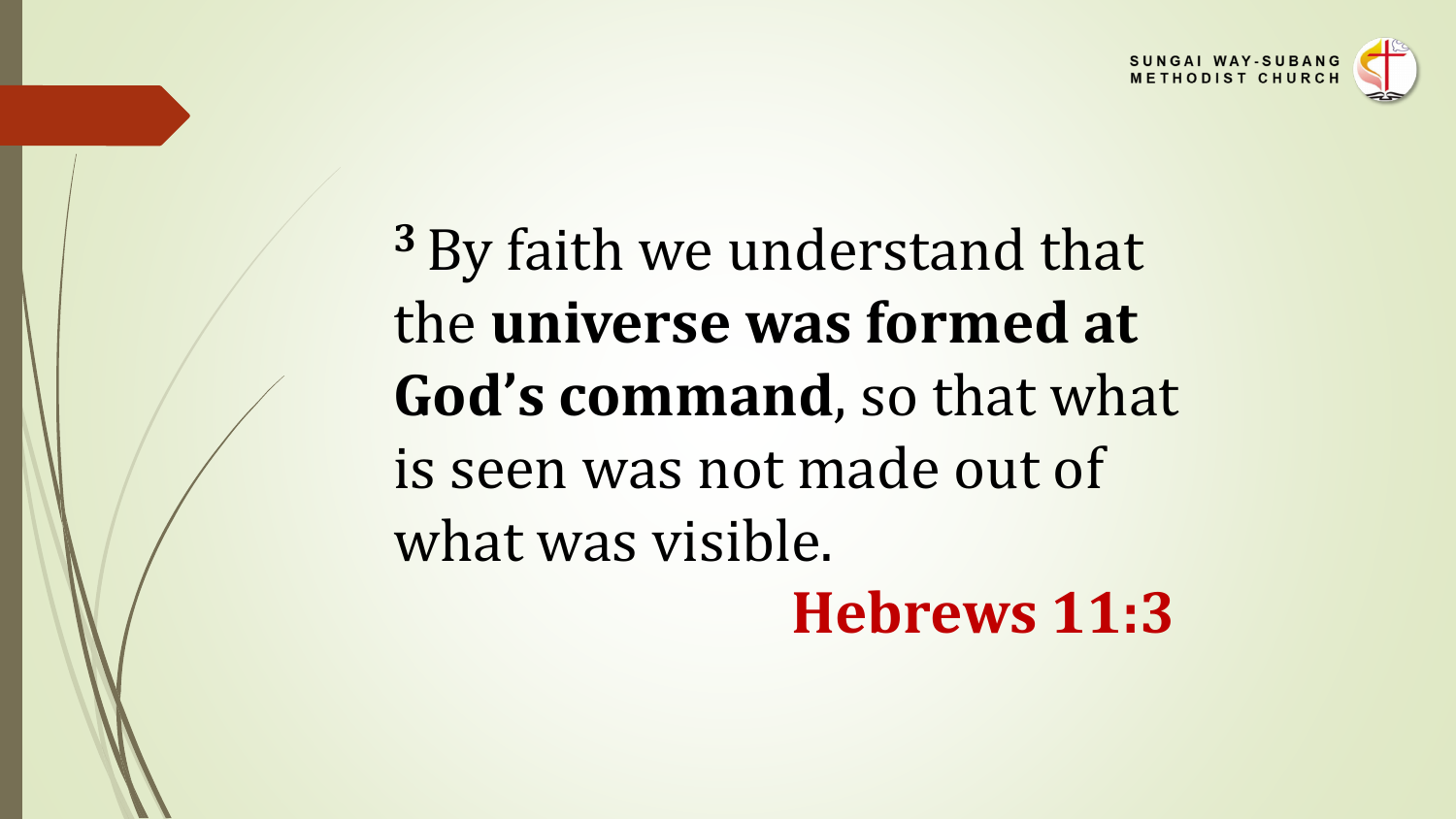[3] By faith we understand that the **universe was formed at God's command**, so that what is seen was not made out of what was visible.

**Hebrews 11:3**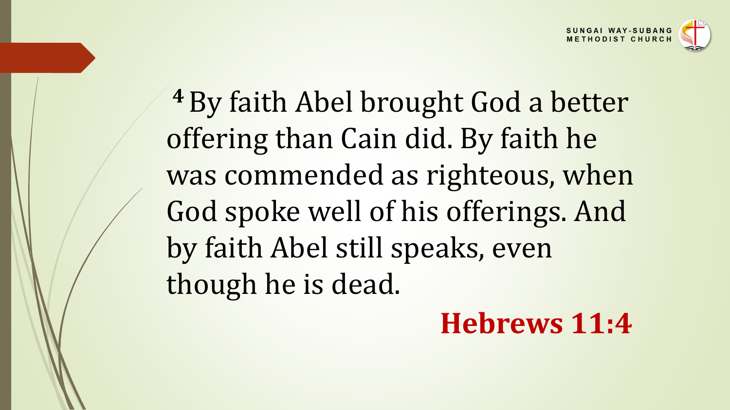[4] By faith Abel brought God a better offering than Cain did. By faith he was commended as righteous, when God spoke well of his offerings. And by faith Abel still speaks, even though he is dead.

**Hebrews 11:4**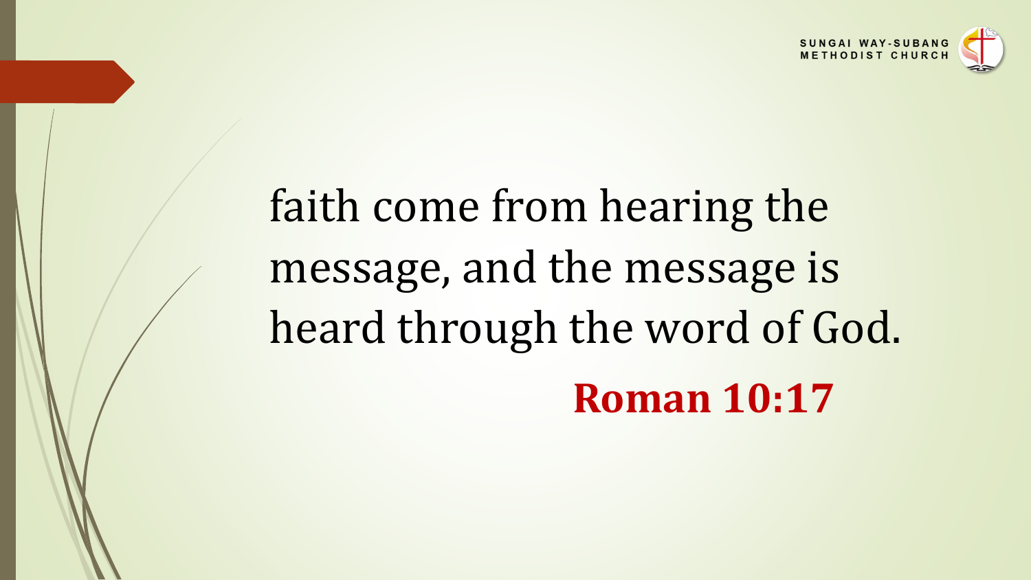faith come from hearing the message, and the message is heard through the word of God.

**Roman 10:17**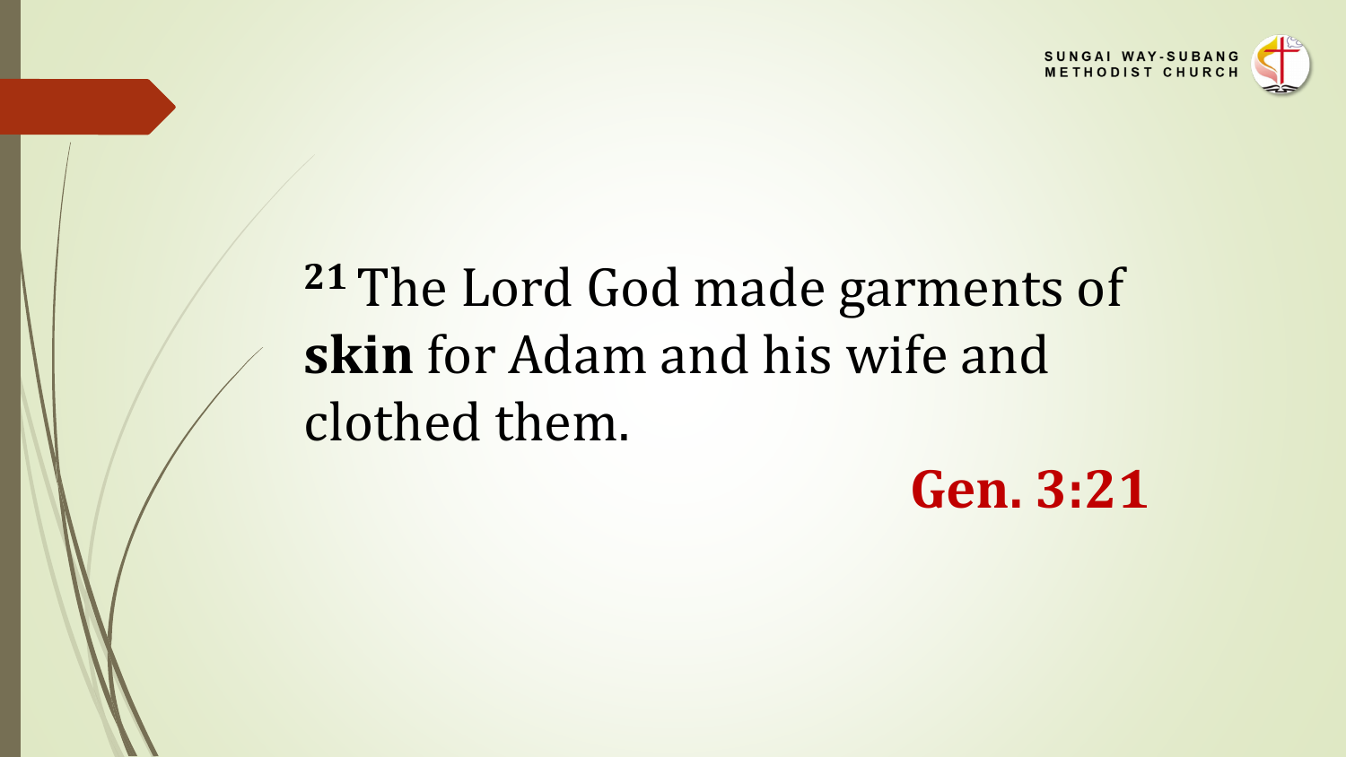[21] The Lord God made garments of **skin** for Adam and his wife and clothed them.

**Gen. 3:21**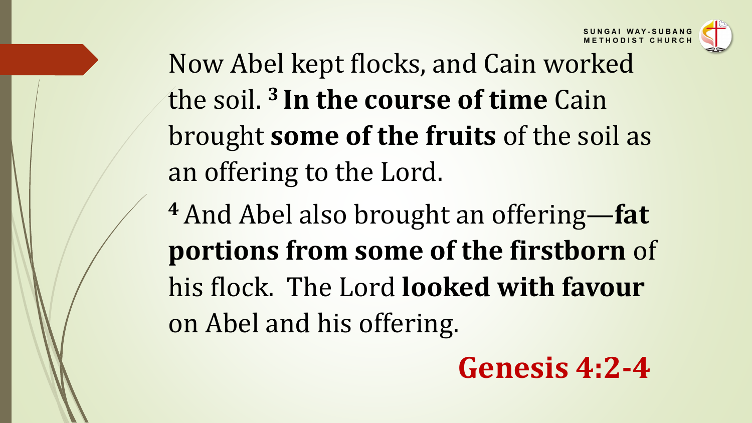Now Abel kept flocks, and Cain worked the soil. [3] **In the course of time** Cain brought **some of the fruits** of the soil as an offering to the Lord.

[4] And Abel also brought an offering—**fat portions from some of the firstborn** of his flock. The Lord **looked with favour** on Abel and his offering.

**Genesis 4:2-4**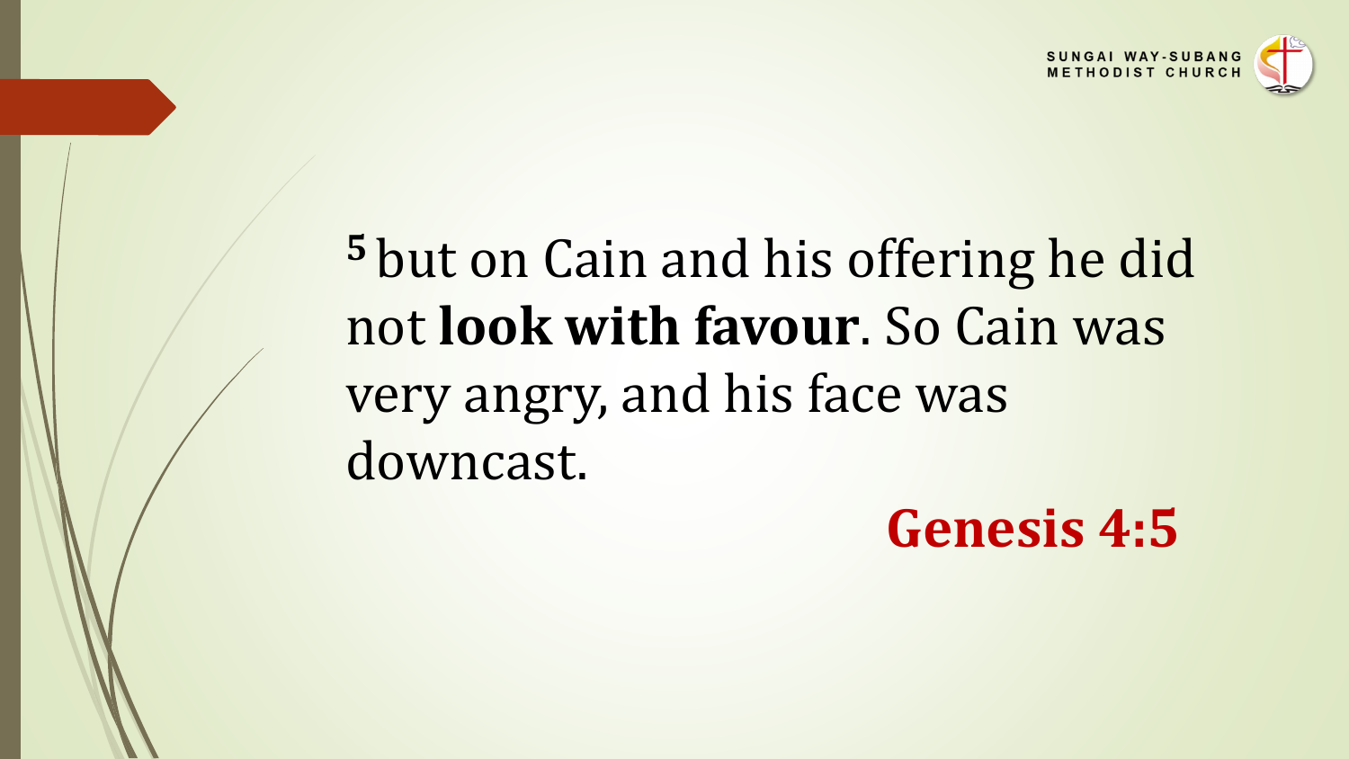[5] but on Cain and his offering he did not **look with favour**. So Cain was very angry, and his face was downcast.

**Genesis 4:5**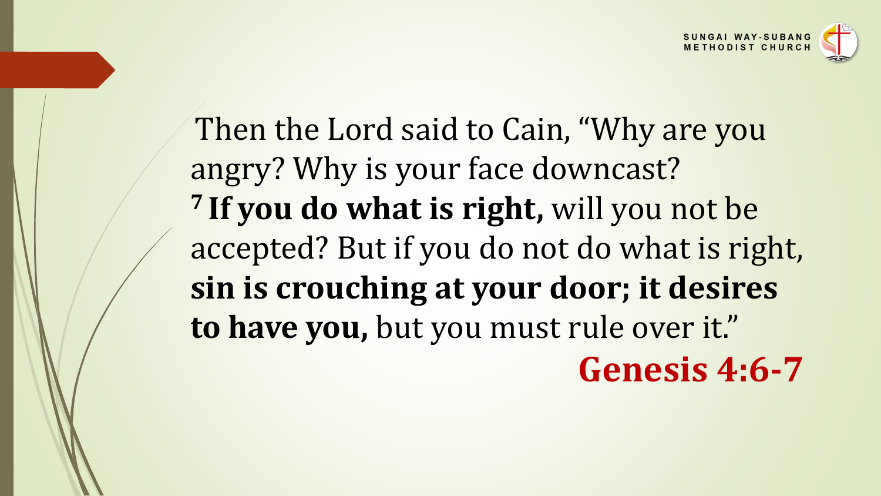Then the Lord said to Cain, “Why are you angry? Why is your face downcast?
[7] **If you do what is right,** will you not be accepted? But if you do not do what is right, **sin is crouching at your door; it desires to have you,** but you must rule over it.”

**Genesis 4:6-7**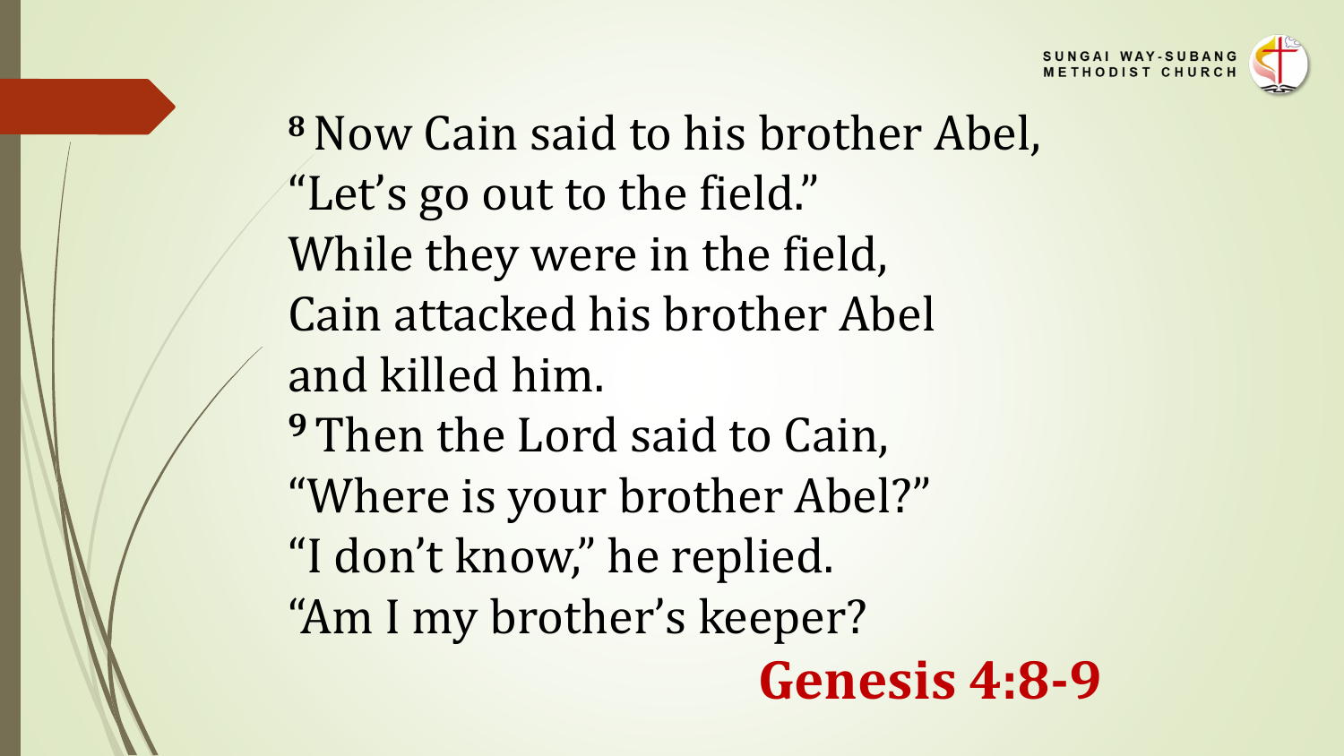[8] Now Cain said to his brother Abel,
"Let's go out to the field."
While they were in the field,
Cain attacked his brother Abel
and killed him.
[9] Then the Lord said to Cain,
"Where is your brother Abel?"
"I don't know," he replied.
"Am I my brother's keeper?

**Genesis 4:8-9**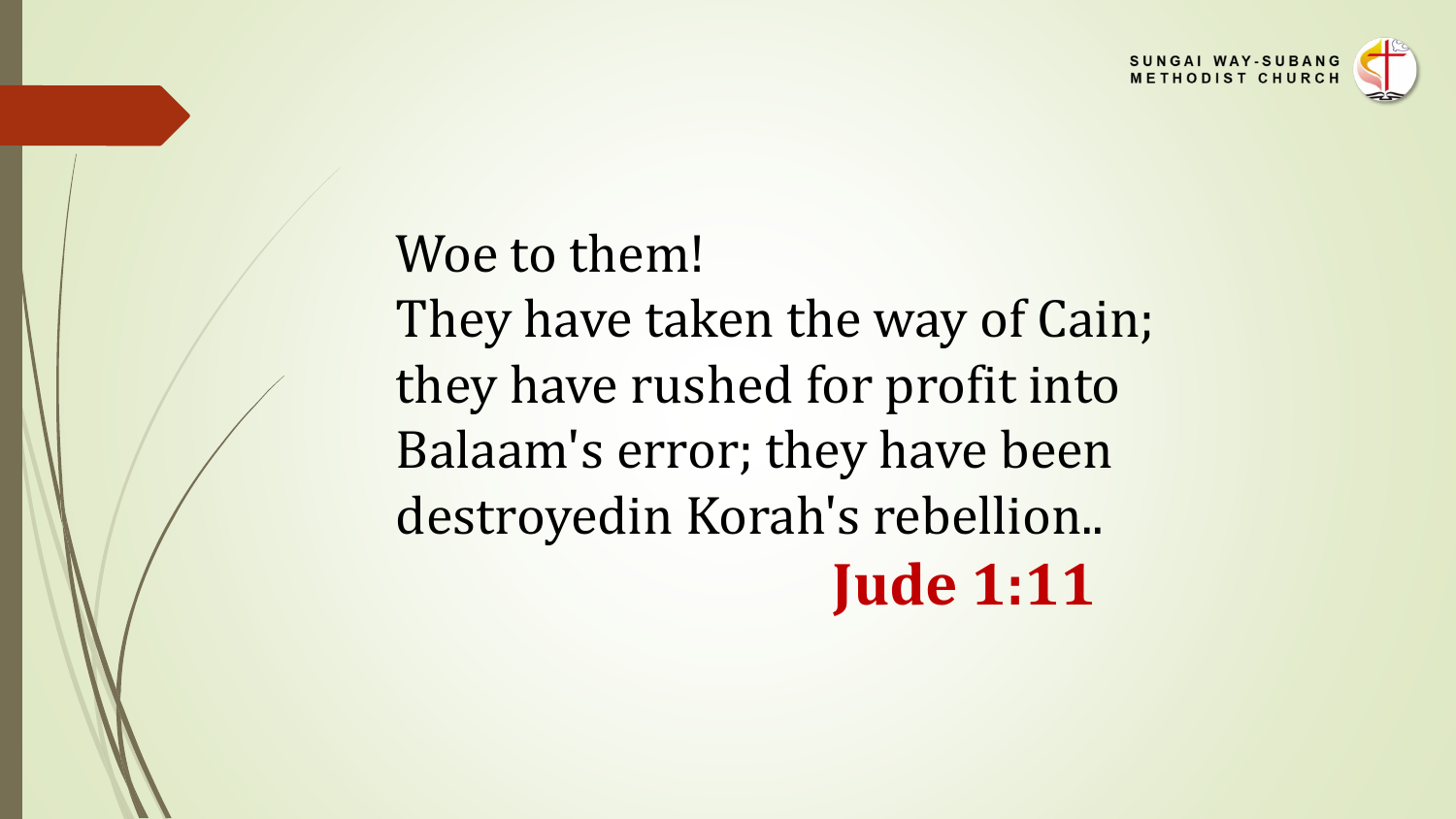Woe to them!
They have taken the way of Cain; they have rushed for profit into Balaam's error; they have been destroyedin Korah's rebellion..

**Jude 1:11**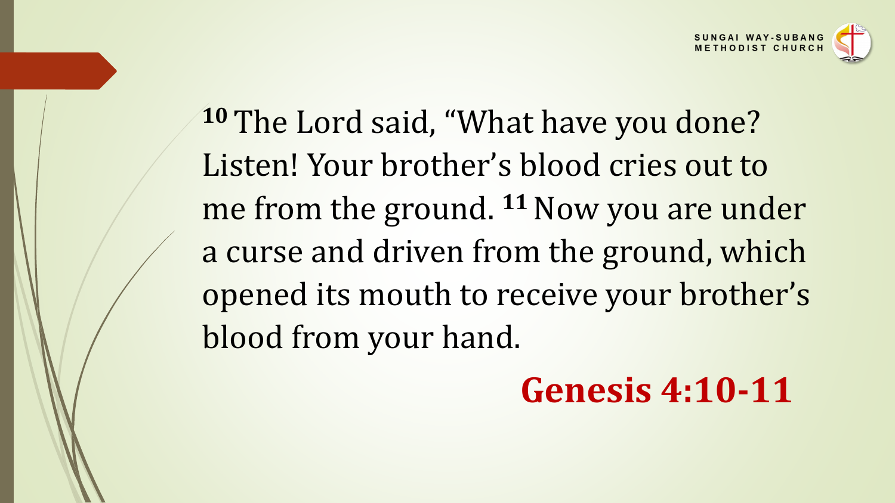**10** The Lord said, "What have you done? Listen! Your brother's blood cries out to me from the ground. **11** Now you are under a curse and driven from the ground, which opened its mouth to receive your brother's blood from your hand.

**Genesis 4:10-11**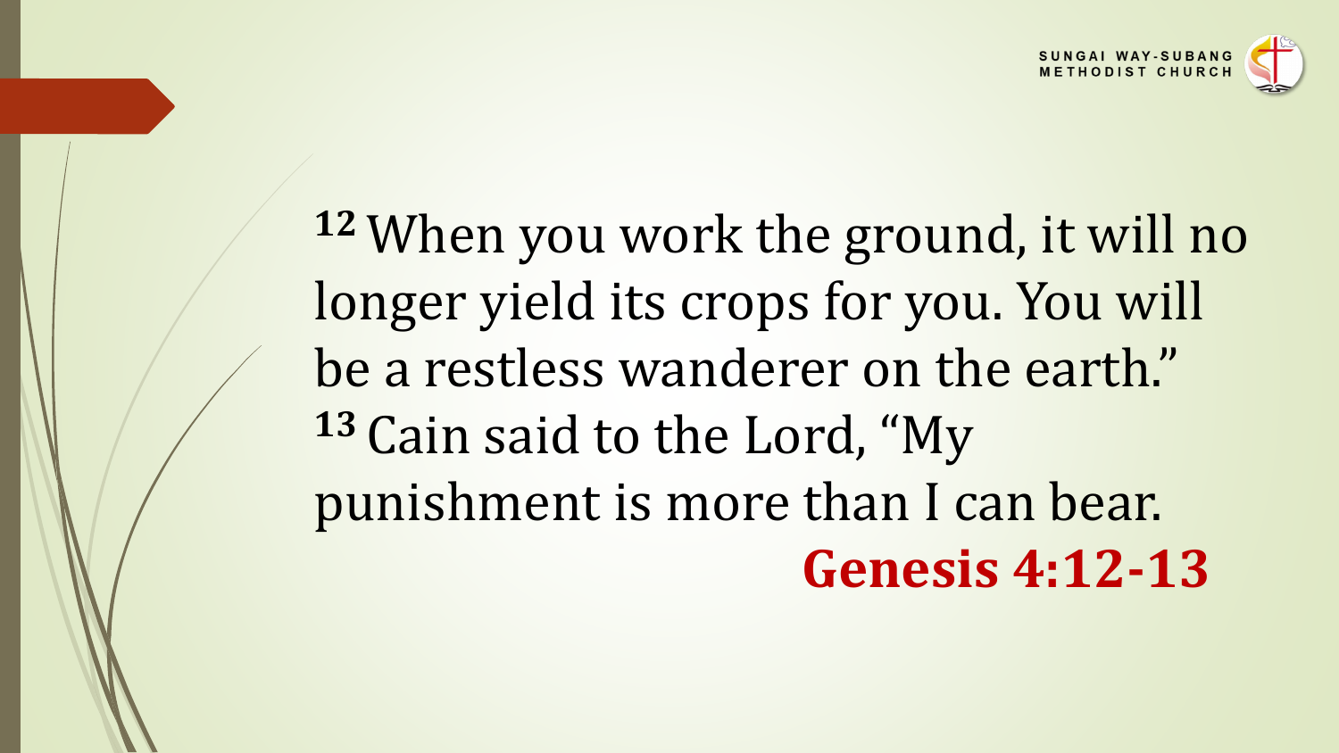[12] When you work the ground, it will no longer yield its crops for you. You will be a restless wanderer on the earth."
[13] Cain said to the Lord, "My punishment is more than I can bear.

**Genesis 4:12-13**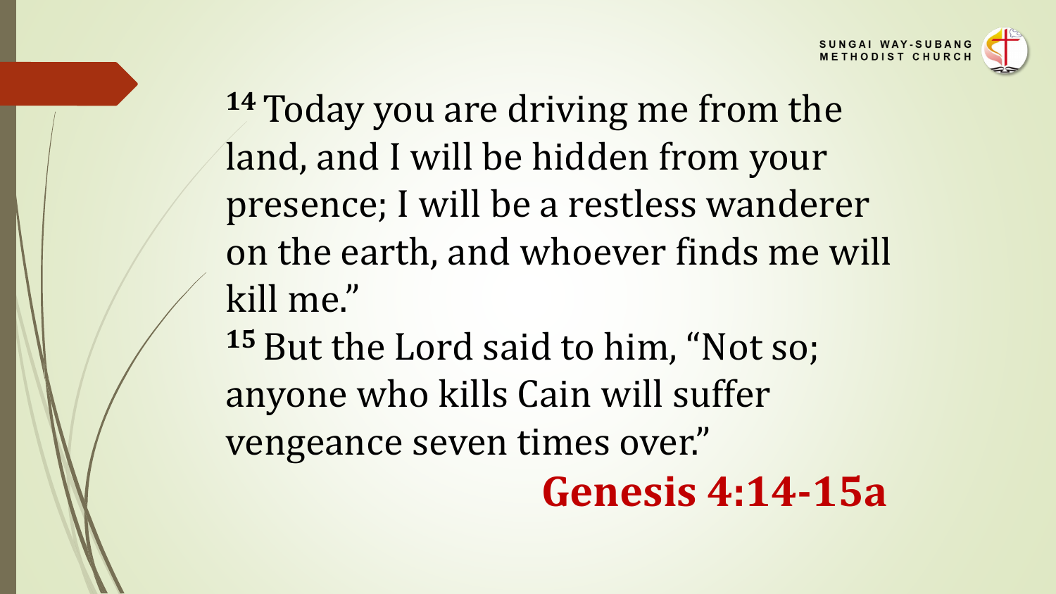[14] Today you are driving me from the land, and I will be hidden from your presence; I will be a restless wanderer on the earth, and whoever finds me will kill me."

[15] But the Lord said to him, "Not so; anyone who kills Cain will suffer vengeance seven times over."

**Genesis 4:14-15a**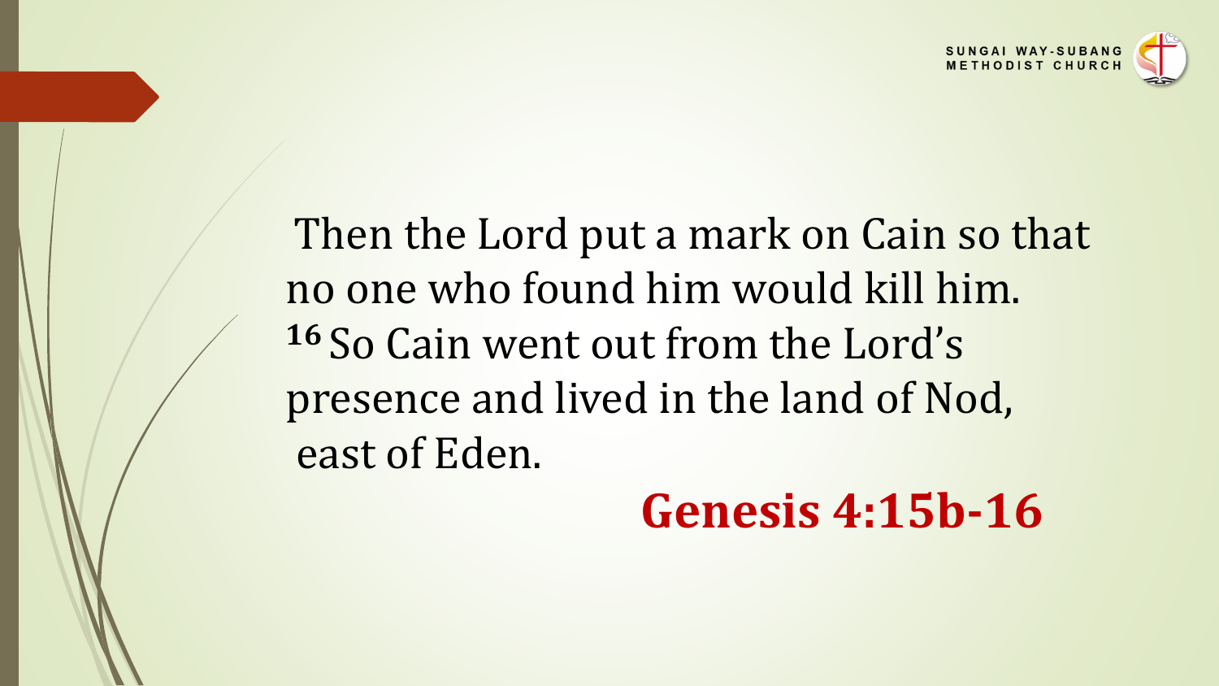Then the Lord put a mark on Cain so that no one who found him would kill him. [16] So Cain went out from the Lord's presence and lived in the land of Nod, east of Eden.

**Genesis 4:15b-16**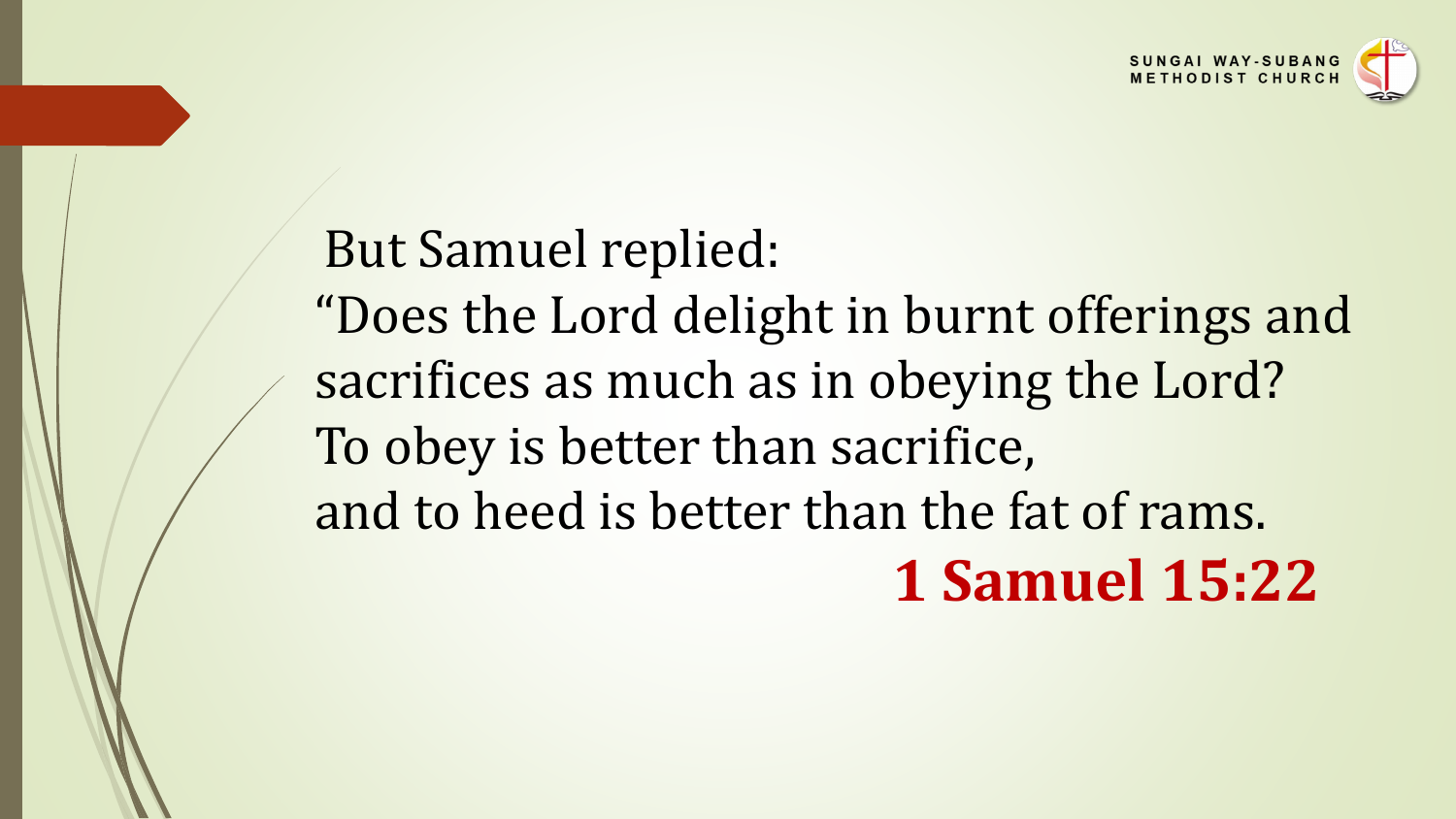But Samuel replied:

"Does the Lord delight in burnt offerings and sacrifices as much as in obeying the Lord?
To obey is better than sacrifice,
and to heed is better than the fat of rams.

**1 Samuel 15:22**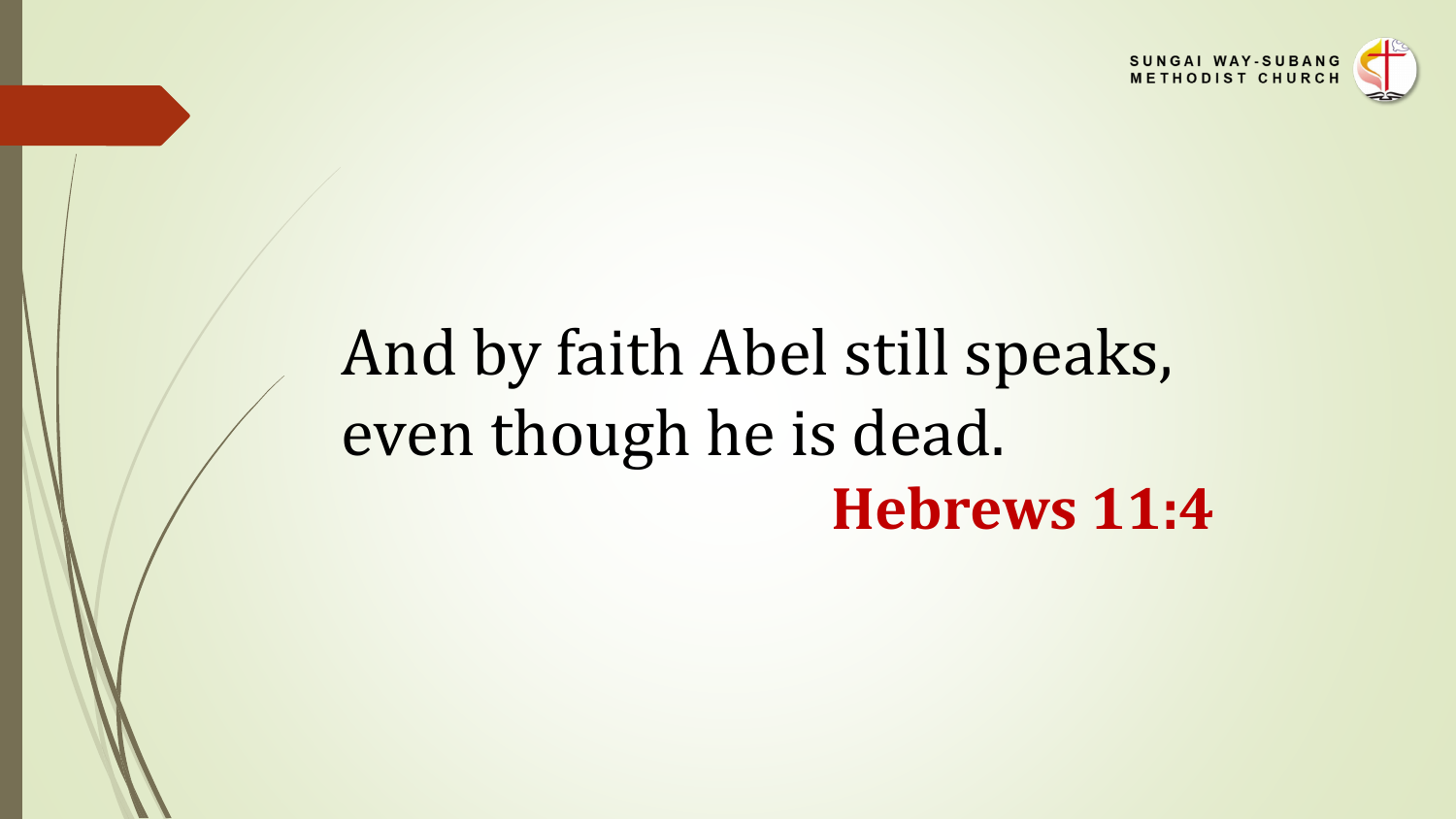And by faith Abel still speaks, even though he is dead.

**Hebrews 11:4**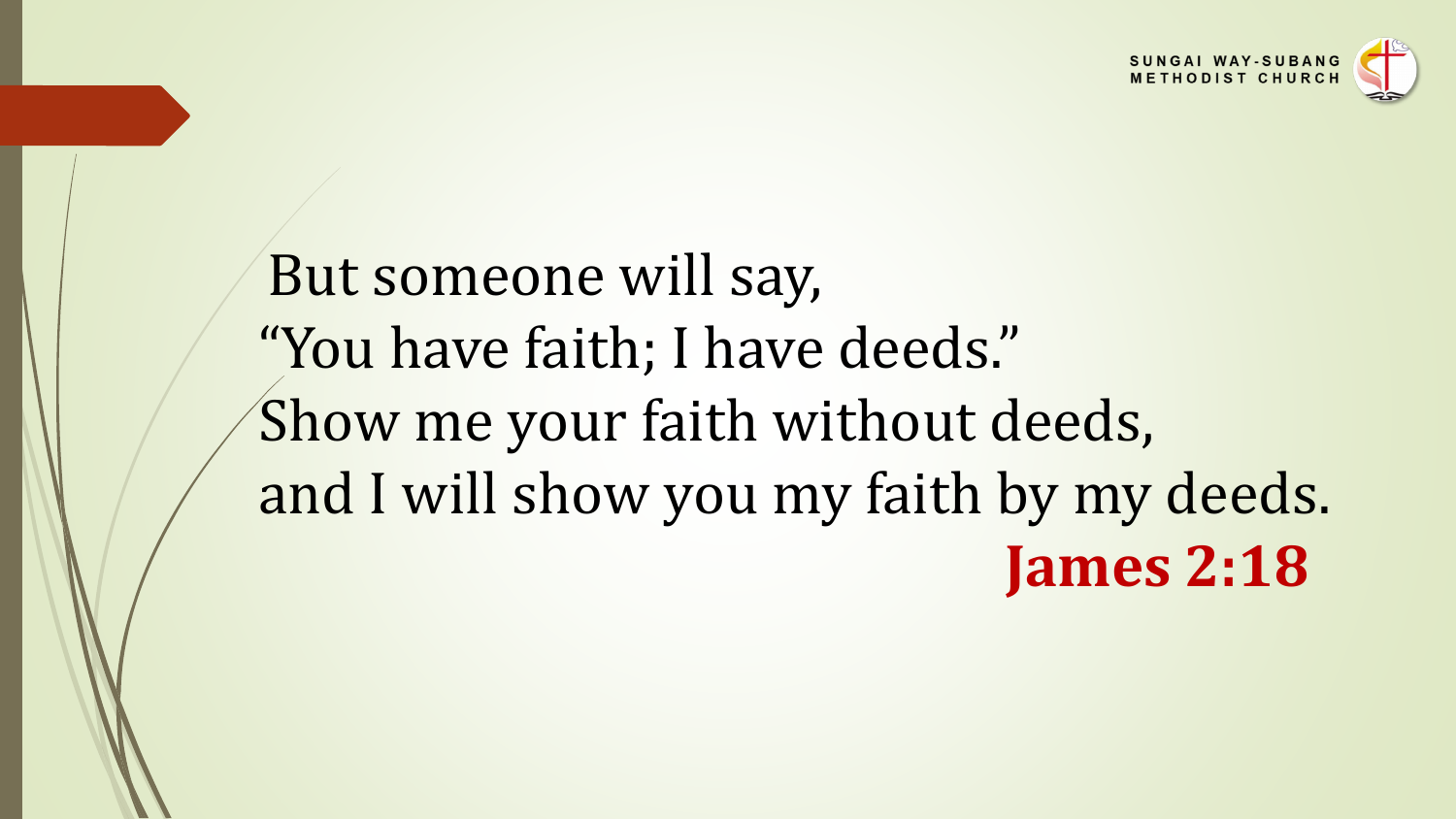But someone will say,
"You have faith; I have deeds."
Show me your faith without deeds,
and I will show you my faith by my deeds.

**James 2:18**